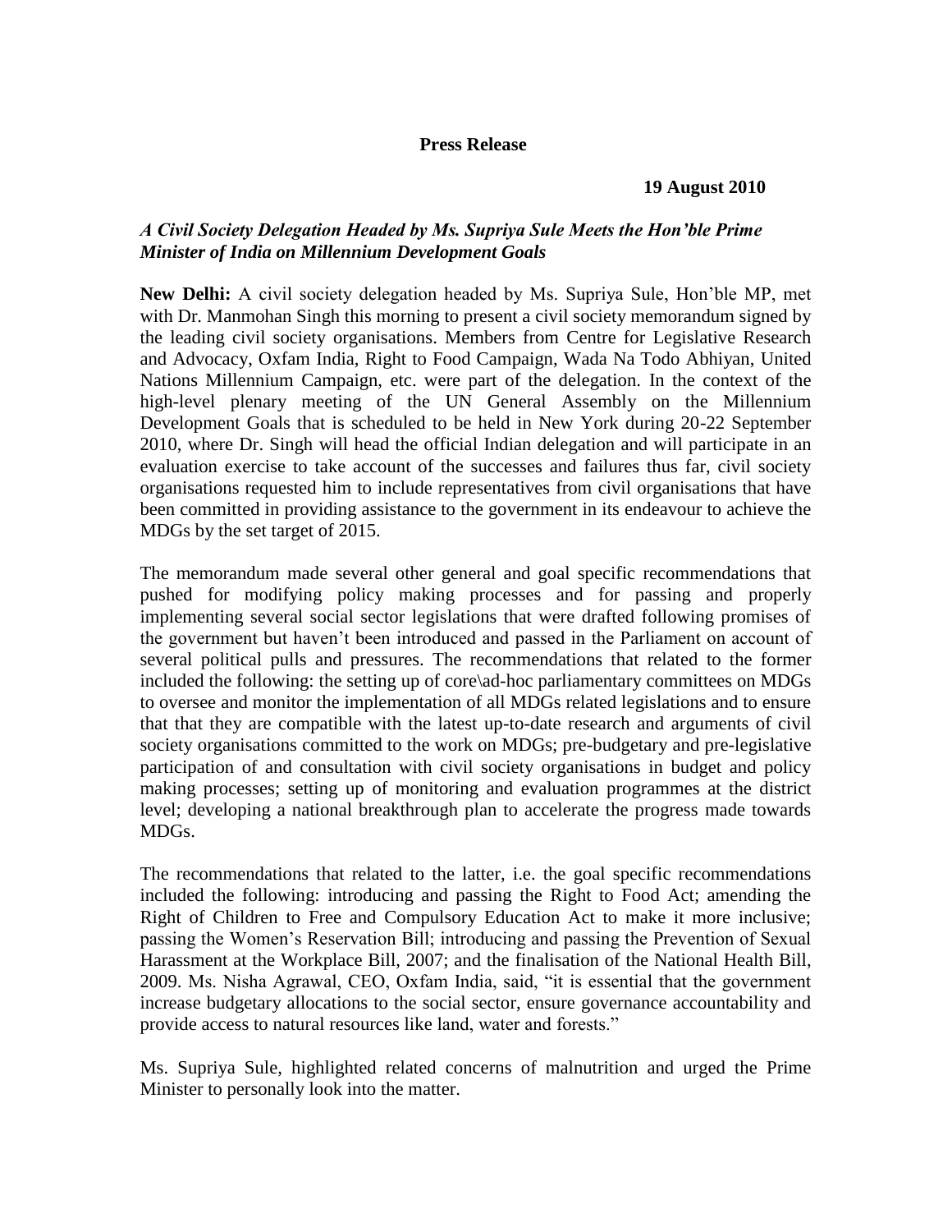**Press Release**

**19 August 2010**

***A Civil Society Delegation Headed by Ms. Supriya Sule Meets the Hon'ble Prime Minister of India on Millennium Development Goals***

**New Delhi:** A civil society delegation headed by Ms. Supriya Sule, Hon'ble MP, met with Dr. Manmohan Singh this morning to present a civil society memorandum signed by the leading civil society organisations. Members from Centre for Legislative Research and Advocacy, Oxfam India, Right to Food Campaign, Wada Na Todo Abhiyan, United Nations Millennium Campaign, etc. were part of the delegation. In the context of the high-level plenary meeting of the UN General Assembly on the Millennium Development Goals that is scheduled to be held in New York during 20-22 September 2010, where Dr. Singh will head the official Indian delegation and will participate in an evaluation exercise to take account of the successes and failures thus far, civil society organisations requested him to include representatives from civil organisations that have been committed in providing assistance to the government in its endeavour to achieve the MDGs by the set target of 2015.

The memorandum made several other general and goal specific recommendations that pushed for modifying policy making processes and for passing and properly implementing several social sector legislations that were drafted following promises of the government but haven't been introduced and passed in the Parliament on account of several political pulls and pressures. The recommendations that related to the former included the following: the setting up of core\ad-hoc parliamentary committees on MDGs to oversee and monitor the implementation of all MDGs related legislations and to ensure that that they are compatible with the latest up-to-date research and arguments of civil society organisations committed to the work on MDGs; pre-budgetary and pre-legislative participation of and consultation with civil society organisations in budget and policy making processes; setting up of monitoring and evaluation programmes at the district level; developing a national breakthrough plan to accelerate the progress made towards MDGs.

The recommendations that related to the latter, i.e. the goal specific recommendations included the following: introducing and passing the Right to Food Act; amending the Right of Children to Free and Compulsory Education Act to make it more inclusive; passing the Women's Reservation Bill; introducing and passing the Prevention of Sexual Harassment at the Workplace Bill, 2007; and the finalisation of the National Health Bill, 2009. Ms. Nisha Agrawal, CEO, Oxfam India, said, "it is essential that the government increase budgetary allocations to the social sector, ensure governance accountability and provide access to natural resources like land, water and forests."

Ms. Supriya Sule, highlighted related concerns of malnutrition and urged the Prime Minister to personally look into the matter.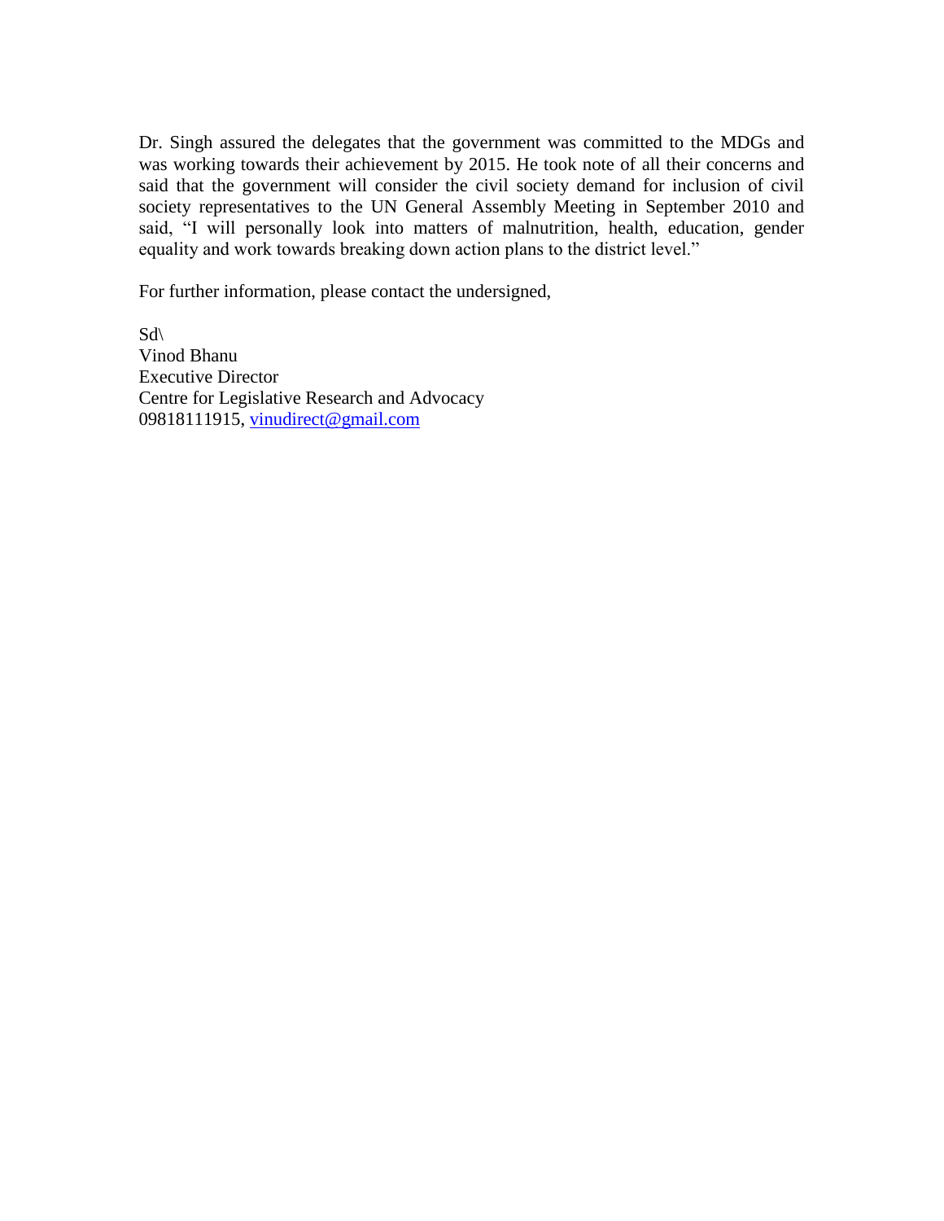Dr. Singh assured the delegates that the government was committed to the MDGs and was working towards their achievement by 2015. He took note of all their concerns and said that the government will consider the civil society demand for inclusion of civil society representatives to the UN General Assembly Meeting in September 2010 and said, "I will personally look into matters of malnutrition, health, education, gender equality and work towards breaking down action plans to the district level."

For further information, please contact the undersigned,

Sd\
Vinod Bhanu
Executive Director
Centre for Legislative Research and Advocacy
09818111915, vinudirect@gmail.com